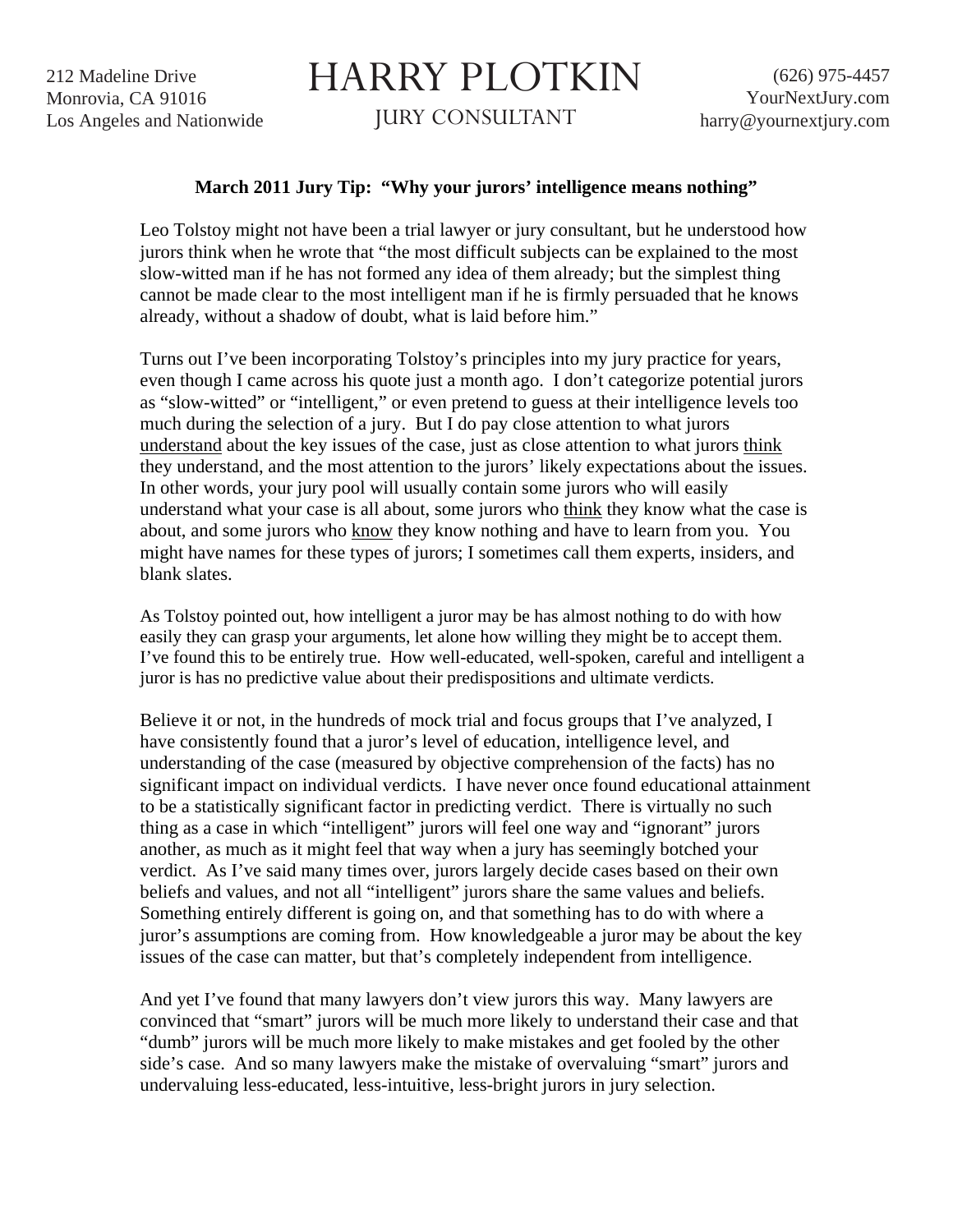212 Madeline Drive
Monrovia, CA 91016
Los Angeles and Nationwide

# HARRY PLOTKIN

JURY CONSULTANT

(626) 975-4457
YourNextJury.com
harry@yournextjury.com

**March 2011 Jury Tip: "Why your jurors' intelligence means nothing"**

Leo Tolstoy might not have been a trial lawyer or jury consultant, but he understood how jurors think when he wrote that "the most difficult subjects can be explained to the most slow-witted man if he has not formed any idea of them already; but the simplest thing cannot be made clear to the most intelligent man if he is firmly persuaded that he knows already, without a shadow of doubt, what is laid before him."

Turns out I've been incorporating Tolstoy's principles into my jury practice for years, even though I came across his quote just a month ago. I don't categorize potential jurors as "slow-witted" or "intelligent," or even pretend to guess at their intelligence levels too much during the selection of a jury. But I do pay close attention to what jurors <u>understand</u> about the key issues of the case, just as close attention to what jurors <u>think</u> they understand, and the most attention to the jurors' likely expectations about the issues. In other words, your jury pool will usually contain some jurors who will easily understand what your case is all about, some jurors who <u>think</u> they know what the case is about, and some jurors who <u>know</u> they know nothing and have to learn from you. You might have names for these types of jurors; I sometimes call them experts, insiders, and blank slates.

As Tolstoy pointed out, how intelligent a juror may be has almost nothing to do with how easily they can grasp your arguments, let alone how willing they might be to accept them. I've found this to be entirely true. How well-educated, well-spoken, careful and intelligent a juror is has no predictive value about their predispositions and ultimate verdicts.

Believe it or not, in the hundreds of mock trial and focus groups that I've analyzed, I have consistently found that a juror's level of education, intelligence level, and understanding of the case (measured by objective comprehension of the facts) has no significant impact on individual verdicts. I have never once found educational attainment to be a statistically significant factor in predicting verdict. There is virtually no such thing as a case in which "intelligent" jurors will feel one way and "ignorant" jurors another, as much as it might feel that way when a jury has seemingly botched your verdict. As I've said many times over, jurors largely decide cases based on their own beliefs and values, and not all "intelligent" jurors share the same values and beliefs. Something entirely different is going on, and that something has to do with where a juror's assumptions are coming from. How knowledgeable a juror may be about the key issues of the case can matter, but that's completely independent from intelligence.

And yet I've found that many lawyers don't view jurors this way. Many lawyers are convinced that "smart" jurors will be much more likely to understand their case and that "dumb" jurors will be much more likely to make mistakes and get fooled by the other side's case. And so many lawyers make the mistake of overvaluing "smart" jurors and undervaluing less-educated, less-intuitive, less-bright jurors in jury selection.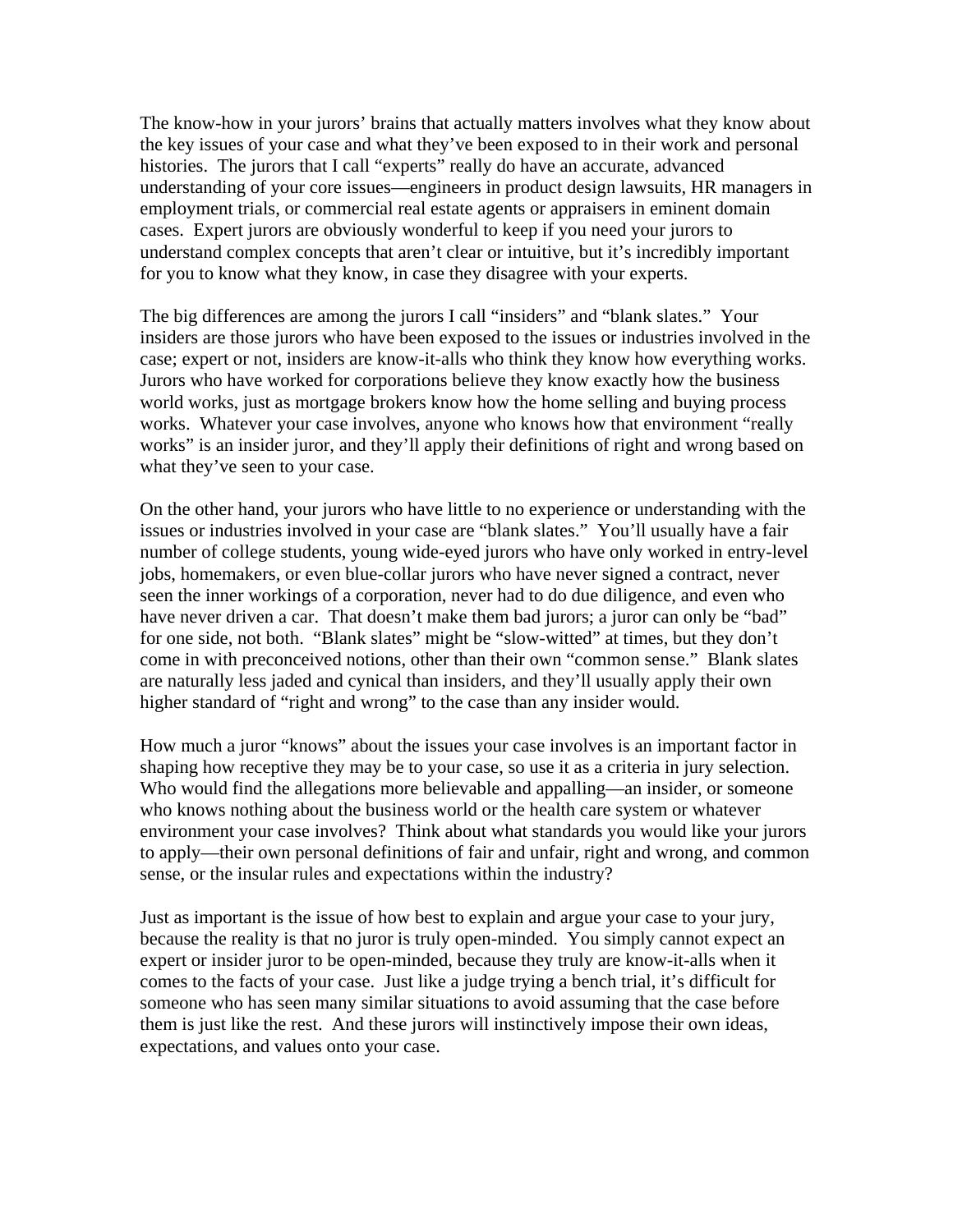The know-how in your jurors' brains that actually matters involves what they know about the key issues of your case and what they've been exposed to in their work and personal histories. The jurors that I call "experts" really do have an accurate, advanced understanding of your core issues—engineers in product design lawsuits, HR managers in employment trials, or commercial real estate agents or appraisers in eminent domain cases. Expert jurors are obviously wonderful to keep if you need your jurors to understand complex concepts that aren't clear or intuitive, but it's incredibly important for you to know what they know, in case they disagree with your experts.

The big differences are among the jurors I call "insiders" and "blank slates." Your insiders are those jurors who have been exposed to the issues or industries involved in the case; expert or not, insiders are know-it-alls who think they know how everything works. Jurors who have worked for corporations believe they know exactly how the business world works, just as mortgage brokers know how the home selling and buying process works. Whatever your case involves, anyone who knows how that environment "really works" is an insider juror, and they'll apply their definitions of right and wrong based on what they've seen to your case.

On the other hand, your jurors who have little to no experience or understanding with the issues or industries involved in your case are "blank slates." You'll usually have a fair number of college students, young wide-eyed jurors who have only worked in entry-level jobs, homemakers, or even blue-collar jurors who have never signed a contract, never seen the inner workings of a corporation, never had to do due diligence, and even who have never driven a car. That doesn't make them bad jurors; a juror can only be "bad" for one side, not both. "Blank slates" might be "slow-witted" at times, but they don't come in with preconceived notions, other than their own "common sense." Blank slates are naturally less jaded and cynical than insiders, and they'll usually apply their own higher standard of "right and wrong" to the case than any insider would.

How much a juror "knows" about the issues your case involves is an important factor in shaping how receptive they may be to your case, so use it as a criteria in jury selection. Who would find the allegations more believable and appalling—an insider, or someone who knows nothing about the business world or the health care system or whatever environment your case involves? Think about what standards you would like your jurors to apply—their own personal definitions of fair and unfair, right and wrong, and common sense, or the insular rules and expectations within the industry?

Just as important is the issue of how best to explain and argue your case to your jury, because the reality is that no juror is truly open-minded. You simply cannot expect an expert or insider juror to be open-minded, because they truly are know-it-alls when it comes to the facts of your case. Just like a judge trying a bench trial, it's difficult for someone who has seen many similar situations to avoid assuming that the case before them is just like the rest. And these jurors will instinctively impose their own ideas, expectations, and values onto your case.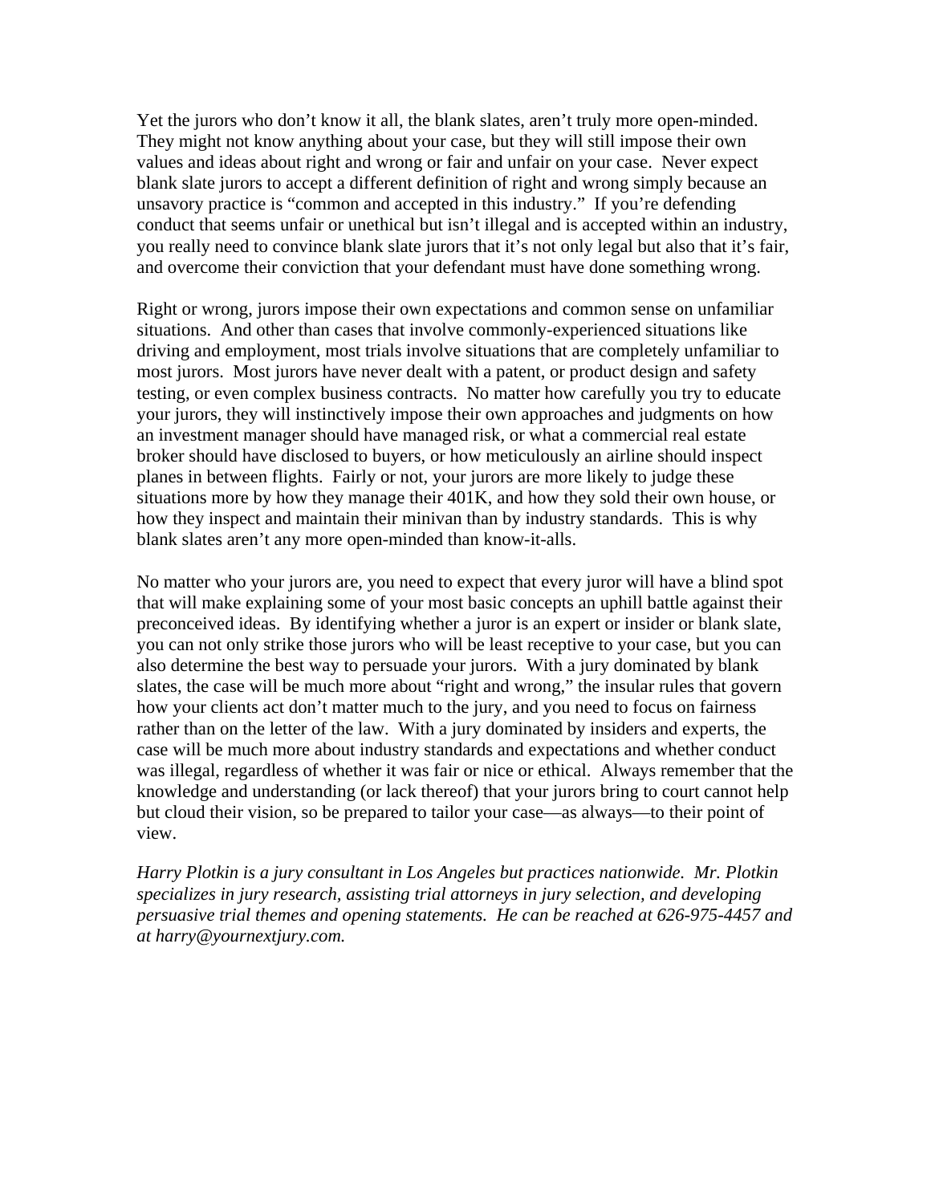Yet the jurors who don't know it all, the blank slates, aren't truly more open-minded. They might not know anything about your case, but they will still impose their own values and ideas about right and wrong or fair and unfair on your case. Never expect blank slate jurors to accept a different definition of right and wrong simply because an unsavory practice is "common and accepted in this industry." If you're defending conduct that seems unfair or unethical but isn't illegal and is accepted within an industry, you really need to convince blank slate jurors that it's not only legal but also that it's fair, and overcome their conviction that your defendant must have done something wrong.

Right or wrong, jurors impose their own expectations and common sense on unfamiliar situations. And other than cases that involve commonly-experienced situations like driving and employment, most trials involve situations that are completely unfamiliar to most jurors. Most jurors have never dealt with a patent, or product design and safety testing, or even complex business contracts. No matter how carefully you try to educate your jurors, they will instinctively impose their own approaches and judgments on how an investment manager should have managed risk, or what a commercial real estate broker should have disclosed to buyers, or how meticulously an airline should inspect planes in between flights. Fairly or not, your jurors are more likely to judge these situations more by how they manage their 401K, and how they sold their own house, or how they inspect and maintain their minivan than by industry standards. This is why blank slates aren't any more open-minded than know-it-alls.

No matter who your jurors are, you need to expect that every juror will have a blind spot that will make explaining some of your most basic concepts an uphill battle against their preconceived ideas. By identifying whether a juror is an expert or insider or blank slate, you can not only strike those jurors who will be least receptive to your case, but you can also determine the best way to persuade your jurors. With a jury dominated by blank slates, the case will be much more about "right and wrong," the insular rules that govern how your clients act don't matter much to the jury, and you need to focus on fairness rather than on the letter of the law. With a jury dominated by insiders and experts, the case will be much more about industry standards and expectations and whether conduct was illegal, regardless of whether it was fair or nice or ethical. Always remember that the knowledge and understanding (or lack thereof) that your jurors bring to court cannot help but cloud their vision, so be prepared to tailor your case—as always—to their point of view.

*Harry Plotkin is a jury consultant in Los Angeles but practices nationwide. Mr. Plotkin specializes in jury research, assisting trial attorneys in jury selection, and developing persuasive trial themes and opening statements. He can be reached at 626-975-4457 and at harry@yournextjury.com.*